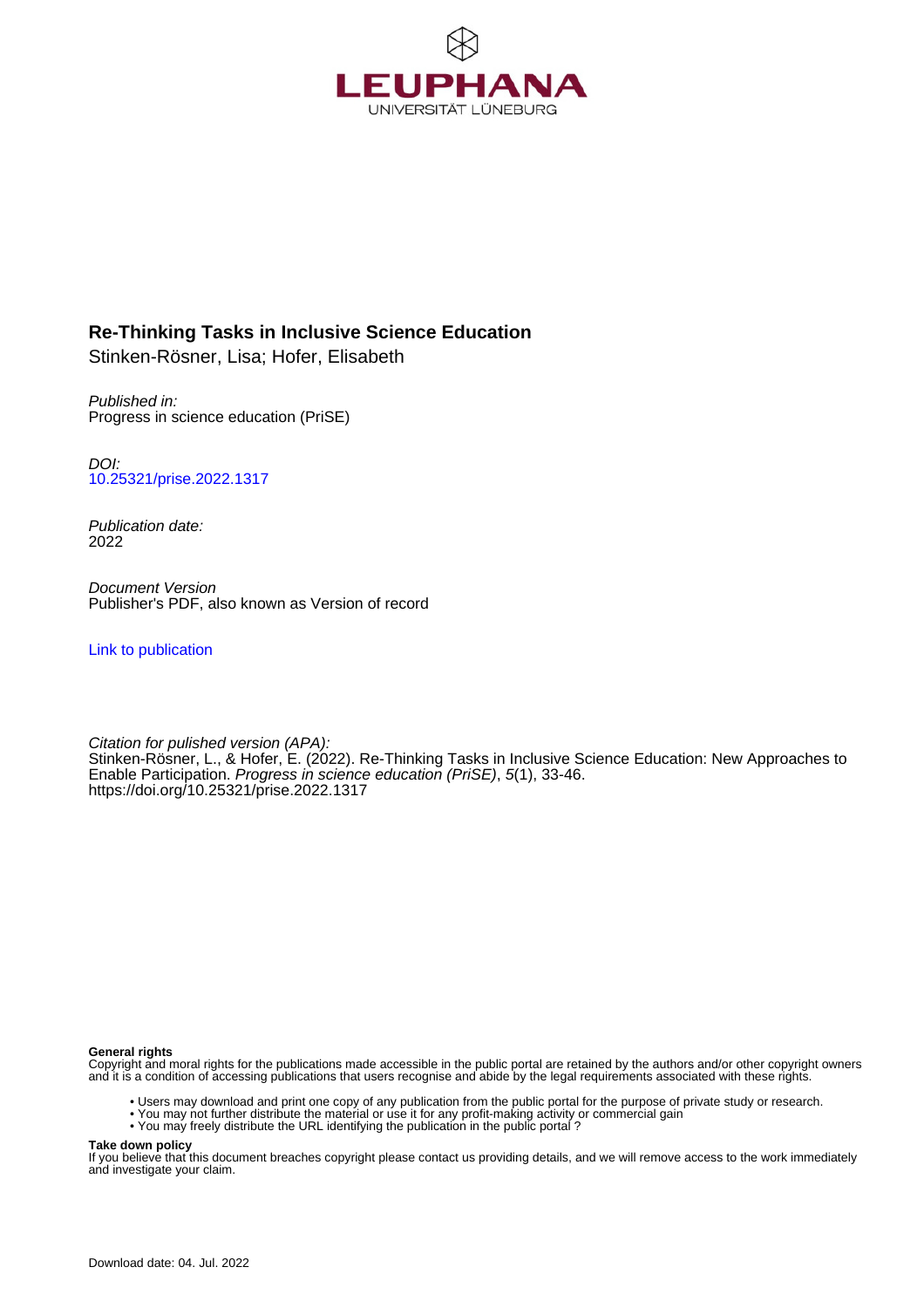LEUPHANA
UNIVERSITÄT LÜNEBURG

**Re-Thinking Tasks in Inclusive Science Education**
Stinken-Rösner, Lisa; Hofer, Elisabeth

*Published in:*
Progress in science education (PriSE)

*DOI:*
10.25321/prise.2022.1317

*Publication date:*
2022

*Document Version*
Publisher's PDF, also known as Version of record

Link to publication

*Citation for pulished version (APA):*
Stinken-Rösner, L., & Hofer, E. (2022). Re-Thinking Tasks in Inclusive Science Education: New Approaches to Enable Participation. *Progress in science education (PriSE)*, *5*(1), 33-46. https://doi.org/10.25321/prise.2022.1317

**General rights**
Copyright and moral rights for the publications made accessible in the public portal are retained by the authors and/or other copyright owners and it is a condition of accessing publications that users recognise and abide by the legal requirements associated with these rights.

- Users may download and print one copy of any publication from the public portal for the purpose of private study or research.
- You may not further distribute the material or use it for any profit-making activity or commercial gain
- You may freely distribute the URL identifying the publication in the public portal ?

**Take down policy**
If you believe that this document breaches copyright please contact us providing details, and we will remove access to the work immediately and investigate your claim.

Download date: 04. Jul. 2022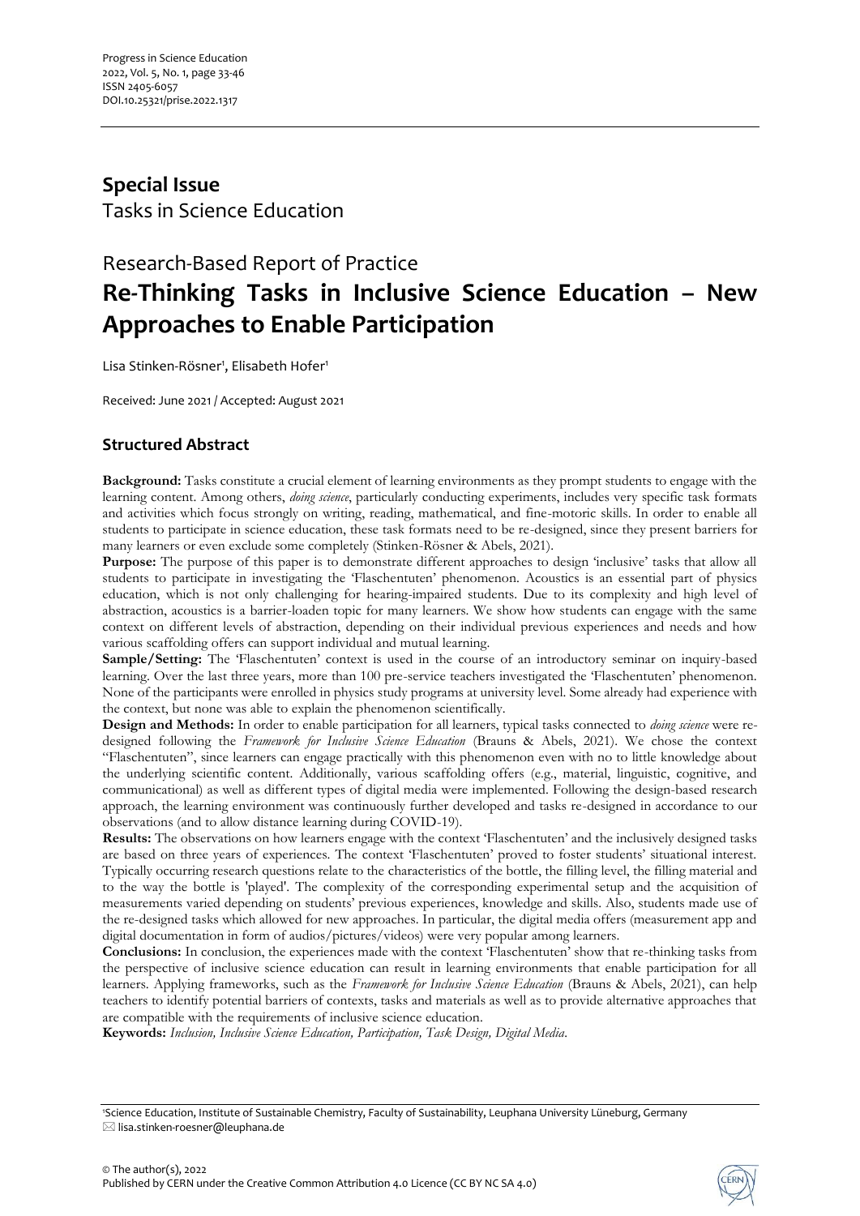# Special Issue

Tasks in Science Education

## Research-Based Report of Practice

# Re-Thinking Tasks in Inclusive Science Education – New Approaches to Enable Participation

Lisa Stinken-Rösner[1], Elisabeth Hofer[1]

Received: June 2021 / Accepted: August 2021

## Structured Abstract

**Background:** Tasks constitute a crucial element of learning environments as they prompt students to engage with the learning content. Among others, *doing science*, particularly conducting experiments, includes very specific task formats and activities which focus strongly on writing, reading, mathematical, and fine-motoric skills. In order to enable all students to participate in science education, these task formats need to be re-designed, since they present barriers for many learners or even exclude some completely (Stinken-Rösner & Abels, 2021).

**Purpose:** The purpose of this paper is to demonstrate different approaches to design 'inclusive' tasks that allow all students to participate in investigating the 'Flaschentuten' phenomenon. Acoustics is an essential part of physics education, which is not only challenging for hearing-impaired students. Due to its complexity and high level of abstraction, acoustics is a barrier-loaden topic for many learners. We show how students can engage with the same context on different levels of abstraction, depending on their individual previous experiences and needs and how various scaffolding offers can support individual and mutual learning.

**Sample/Setting:** The 'Flaschentuten' context is used in the course of an introductory seminar on inquiry-based learning. Over the last three years, more than 100 pre-service teachers investigated the 'Flaschentuten' phenomenon. None of the participants were enrolled in physics study programs at university level. Some already had experience with the context, but none was able to explain the phenomenon scientifically.

**Design and Methods:** In order to enable participation for all learners, typical tasks connected to *doing science* were re-designed following the *Framework for Inclusive Science Education* (Brauns & Abels, 2021). We chose the context "Flaschentuten", since learners can engage practically with this phenomenon even with no to little knowledge about the underlying scientific content. Additionally, various scaffolding offers (e.g., material, linguistic, cognitive, and communicational) as well as different types of digital media were implemented. Following the design-based research approach, the learning environment was continuously further developed and tasks re-designed in accordance to our observations (and to allow distance learning during COVID-19).

**Results:** The observations on how learners engage with the context 'Flaschentuten' and the inclusively designed tasks are based on three years of experiences. The context 'Flaschentuten' proved to foster students' situational interest. Typically occurring research questions relate to the characteristics of the bottle, the filling level, the filling material and to the way the bottle is 'played'. The complexity of the corresponding experimental setup and the acquisition of measurements varied depending on students' previous experiences, knowledge and skills. Also, students made use of the re-designed tasks which allowed for new approaches. In particular, the digital media offers (measurement app and digital documentation in form of audios/pictures/videos) were very popular among learners.

**Conclusions:** In conclusion, the experiences made with the context 'Flaschentuten' show that re-thinking tasks from the perspective of inclusive science education can result in learning environments that enable participation for all learners. Applying frameworks, such as the *Framework for Inclusive Science Education* (Brauns & Abels, 2021), can help teachers to identify potential barriers of contexts, tasks and materials as well as to provide alternative approaches that are compatible with the requirements of inclusive science education.

**Keywords:** *Inclusion, Inclusive Science Education, Participation, Task Design, Digital Media.*

[1]Science Education, Institute of Sustainable Chemistry, Faculty of Sustainability, Leuphana University Lüneburg, Germany
✉ lisa.stinken-roesner@leuphana.de

© The author(s), 2022
Published by CERN under the Creative Common Attribution 4.0 Licence (CC BY NC SA 4.0)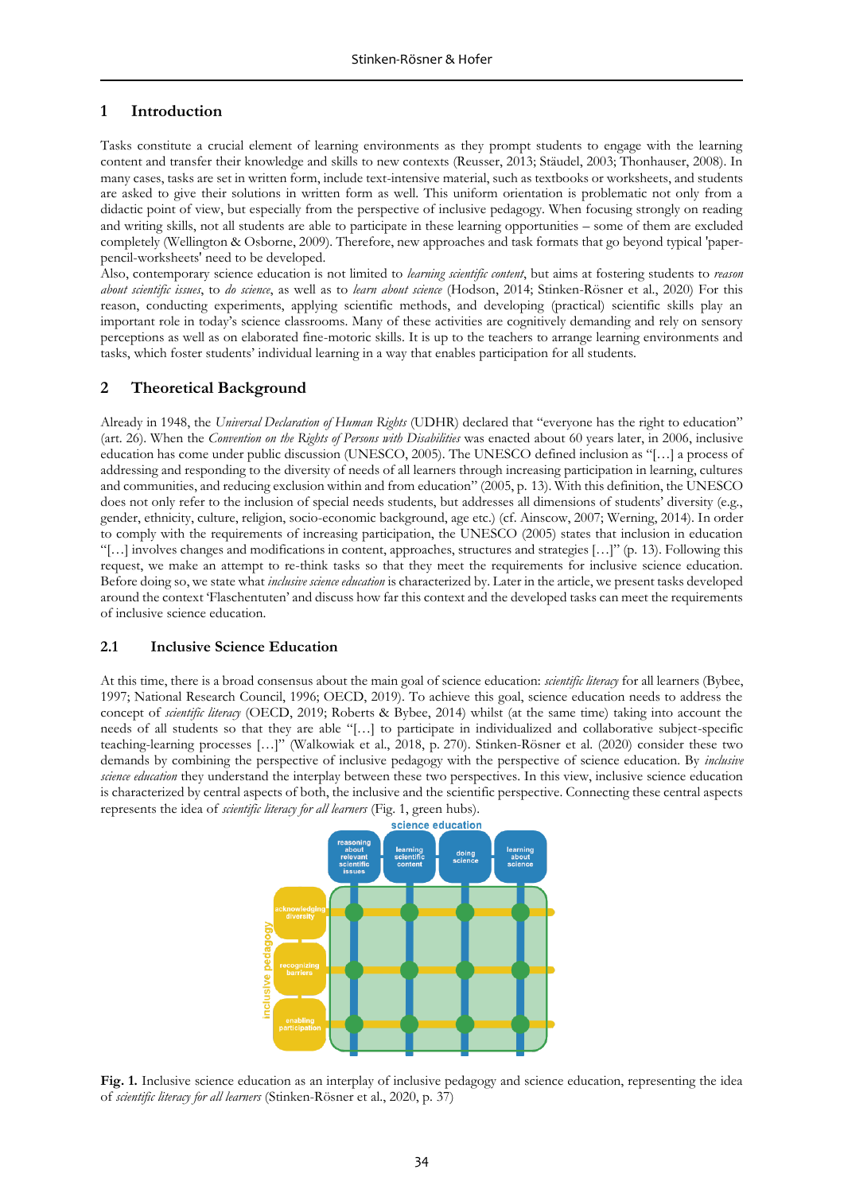## 1 Introduction

Tasks constitute a crucial element of learning environments as they prompt students to engage with the learning content and transfer their knowledge and skills to new contexts (Reusser, 2013; Stäudel, 2003; Thonhauser, 2008). In many cases, tasks are set in written form, include text-intensive material, such as textbooks or worksheets, and students are asked to give their solutions in written form as well. This uniform orientation is problematic not only from a didactic point of view, but especially from the perspective of inclusive pedagogy. When focusing strongly on reading and writing skills, not all students are able to participate in these learning opportunities – some of them are excluded completely (Wellington & Osborne, 2009). Therefore, new approaches and task formats that go beyond typical 'paper-pencil-worksheets' need to be developed.

Also, contemporary science education is not limited to *learning scientific content*, but aims at fostering students to *reason about scientific issues*, to *do science*, as well as to *learn about science* (Hodson, 2014; Stinken-Rösner et al., 2020) For this reason, conducting experiments, applying scientific methods, and developing (practical) scientific skills play an important role in today's science classrooms. Many of these activities are cognitively demanding and rely on sensory perceptions as well as on elaborated fine-motoric skills. It is up to the teachers to arrange learning environments and tasks, which foster students' individual learning in a way that enables participation for all students.

## 2 Theoretical Background

Already in 1948, the *Universal Declaration of Human Rights* (UDHR) declared that "everyone has the right to education" (art. 26). When the *Convention on the Rights of Persons with Disabilities* was enacted about 60 years later, in 2006, inclusive education has come under public discussion (UNESCO, 2005). The UNESCO defined inclusion as "[…] a process of addressing and responding to the diversity of needs of all learners through increasing participation in learning, cultures and communities, and reducing exclusion within and from education" (2005, p. 13). With this definition, the UNESCO does not only refer to the inclusion of special needs students, but addresses all dimensions of students' diversity (e.g., gender, ethnicity, culture, religion, socio-economic background, age etc.) (cf. Ainscow, 2007; Werning, 2014). In order to comply with the requirements of increasing participation, the UNESCO (2005) states that inclusion in education "[…] involves changes and modifications in content, approaches, structures and strategies […]" (p. 13). Following this request, we make an attempt to re-think tasks so that they meet the requirements for inclusive science education. Before doing so, we state what *inclusive science education* is characterized by. Later in the article, we present tasks developed around the context 'Flaschentuten' and discuss how far this context and the developed tasks can meet the requirements of inclusive science education.

### 2.1 Inclusive Science Education

At this time, there is a broad consensus about the main goal of science education: *scientific literacy* for all learners (Bybee, 1997; National Research Council, 1996; OECD, 2019). To achieve this goal, science education needs to address the concept of *scientific literacy* (OECD, 2019; Roberts & Bybee, 2014) whilst (at the same time) taking into account the needs of all students so that they are able "[…] to participate in individualized and collaborative subject-specific teaching-learning processes […]" (Walkowiak et al., 2018, p. 270). Stinken-Rösner et al. (2020) consider these two demands by combining the perspective of inclusive pedagogy with the perspective of science education. By *inclusive science education* they understand the interplay between these two perspectives. In this view, inclusive science education is characterized by central aspects of both, the inclusive and the scientific perspective. Connecting these central aspects represents the idea of *scientific literacy for all learners* (Fig. 1, green hubs).

**Fig. 1.** Inclusive science education as an interplay of inclusive pedagogy and science education, representing the idea of *scientific literacy for all learners* (Stinken-Rösner et al., 2020, p. 37)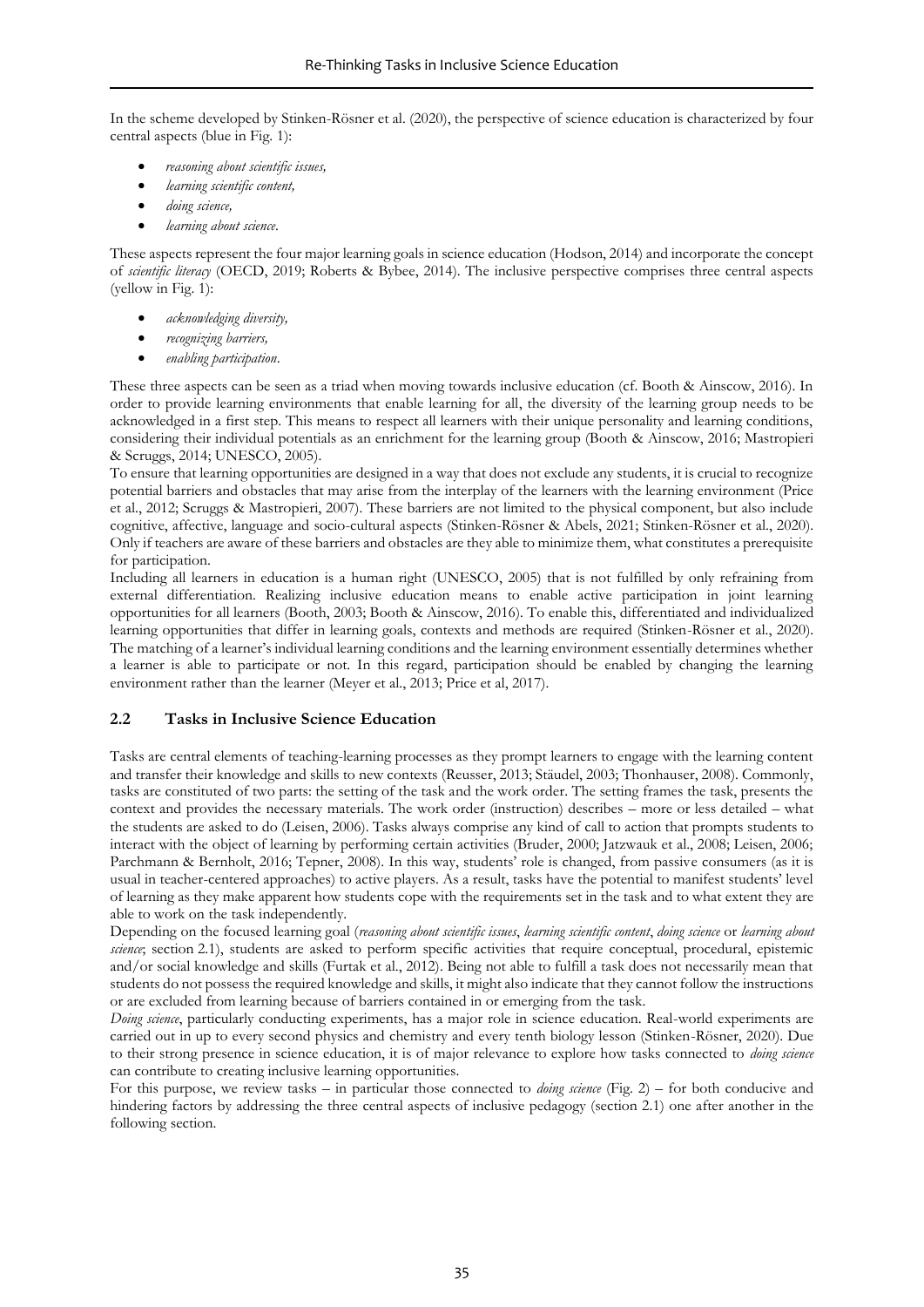In the scheme developed by Stinken-Rösner et al. (2020), the perspective of science education is characterized by four central aspects (blue in Fig. 1):

- *reasoning about scientific issues,*
- *learning scientific content,*
- *doing science,*
- *learning about science*.

These aspects represent the four major learning goals in science education (Hodson, 2014) and incorporate the concept of *scientific literacy* (OECD, 2019; Roberts & Bybee, 2014). The inclusive perspective comprises three central aspects (yellow in Fig. 1):

- *acknowledging diversity,*
- *recognizing barriers,*
- *enabling participation*.

These three aspects can be seen as a triad when moving towards inclusive education (cf. Booth & Ainscow, 2016). In order to provide learning environments that enable learning for all, the diversity of the learning group needs to be acknowledged in a first step. This means to respect all learners with their unique personality and learning conditions, considering their individual potentials as an enrichment for the learning group (Booth & Ainscow, 2016; Mastropieri & Scruggs, 2014; UNESCO, 2005).

To ensure that learning opportunities are designed in a way that does not exclude any students, it is crucial to recognize potential barriers and obstacles that may arise from the interplay of the learners with the learning environment (Price et al., 2012; Scruggs & Mastropieri, 2007). These barriers are not limited to the physical component, but also include cognitive, affective, language and socio-cultural aspects (Stinken-Rösner & Abels, 2021; Stinken-Rösner et al., 2020). Only if teachers are aware of these barriers and obstacles are they able to minimize them, what constitutes a prerequisite for participation.

Including all learners in education is a human right (UNESCO, 2005) that is not fulfilled by only refraining from external differentiation. Realizing inclusive education means to enable active participation in joint learning opportunities for all learners (Booth, 2003; Booth & Ainscow, 2016). To enable this, differentiated and individualized learning opportunities that differ in learning goals, contexts and methods are required (Stinken-Rösner et al., 2020). The matching of a learner's individual learning conditions and the learning environment essentially determines whether a learner is able to participate or not. In this regard, participation should be enabled by changing the learning environment rather than the learner (Meyer et al., 2013; Price et al, 2017).

## 2.2 Tasks in Inclusive Science Education

Tasks are central elements of teaching-learning processes as they prompt learners to engage with the learning content and transfer their knowledge and skills to new contexts (Reusser, 2013; Stäudel, 2003; Thonhauser, 2008). Commonly, tasks are constituted of two parts: the setting of the task and the work order. The setting frames the task, presents the context and provides the necessary materials. The work order (instruction) describes – more or less detailed – what the students are asked to do (Leisen, 2006). Tasks always comprise any kind of call to action that prompts students to interact with the object of learning by performing certain activities (Bruder, 2000; Jatzwauk et al., 2008; Leisen, 2006; Parchmann & Bernholt, 2016; Tepner, 2008). In this way, students' role is changed, from passive consumers (as it is usual in teacher-centered approaches) to active players. As a result, tasks have the potential to manifest students' level of learning as they make apparent how students cope with the requirements set in the task and to what extent they are able to work on the task independently.

Depending on the focused learning goal (*reasoning about scientific issues*, *learning scientific content*, *doing science* or *learning about science*; section 2.1), students are asked to perform specific activities that require conceptual, procedural, epistemic and/or social knowledge and skills (Furtak et al., 2012). Being not able to fulfill a task does not necessarily mean that students do not possess the required knowledge and skills, it might also indicate that they cannot follow the instructions or are excluded from learning because of barriers contained in or emerging from the task.

*Doing science*, particularly conducting experiments, has a major role in science education. Real-world experiments are carried out in up to every second physics and chemistry and every tenth biology lesson (Stinken-Rösner, 2020). Due to their strong presence in science education, it is of major relevance to explore how tasks connected to *doing science* can contribute to creating inclusive learning opportunities.

For this purpose, we review tasks – in particular those connected to *doing science* (Fig. 2) – for both conducive and hindering factors by addressing the three central aspects of inclusive pedagogy (section 2.1) one after another in the following section.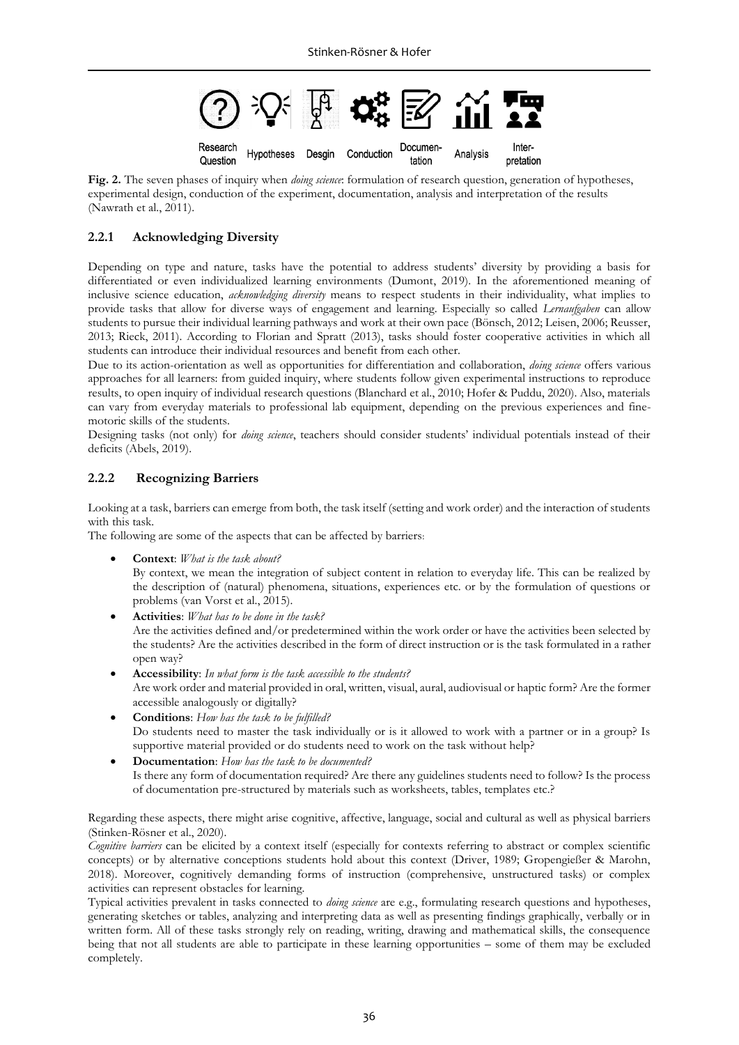Research Question Hypotheses Desgin Conduction Documentation Analysis Interpretation

**Fig. 2.** The seven phases of inquiry when *doing science*: formulation of research question, generation of hypotheses, experimental design, conduction of the experiment, documentation, analysis and interpretation of the results (Nawrath et al., 2011).

### 2.2.1 Acknowledging Diversity

Depending on type and nature, tasks have the potential to address students' diversity by providing a basis for differentiated or even individualized learning environments (Dumont, 2019). In the aforementioned meaning of inclusive science education, *acknowledging diversity* means to respect students in their individuality, what implies to provide tasks that allow for diverse ways of engagement and learning. Especially so called *Lernaufgaben* can allow students to pursue their individual learning pathways and work at their own pace (Bönsch, 2012; Leisen, 2006; Reusser, 2013; Rieck, 2011). According to Florian and Spratt (2013), tasks should foster cooperative activities in which all students can introduce their individual resources and benefit from each other.

Due to its action-orientation as well as opportunities for differentiation and collaboration, *doing science* offers various approaches for all learners: from guided inquiry, where students follow given experimental instructions to reproduce results, to open inquiry of individual research questions (Blanchard et al., 2010; Hofer & Puddu, 2020). Also, materials can vary from everyday materials to professional lab equipment, depending on the previous experiences and fine-motoric skills of the students.

Designing tasks (not only) for *doing science*, teachers should consider students' individual potentials instead of their deficits (Abels, 2019).

### 2.2.2 Recognizing Barriers

Looking at a task, barriers can emerge from both, the task itself (setting and work order) and the interaction of students with this task.

The following are some of the aspects that can be affected by barriers:

- **Context**: *What is the task about?*
  By context, we mean the integration of subject content in relation to everyday life. This can be realized by the description of (natural) phenomena, situations, experiences etc. or by the formulation of questions or problems (van Vorst et al., 2015).
- **Activities**: *What has to be done in the task?*
  Are the activities defined and/or predetermined within the work order or have the activities been selected by the students? Are the activities described in the form of direct instruction or is the task formulated in a rather open way?
- **Accessibility**: *In what form is the task accessible to the students?*
  Are work order and material provided in oral, written, visual, aural, audiovisual or haptic form? Are the former accessible analogously or digitally?
- **Conditions**: *How has the task to be fulfilled?*
  Do students need to master the task individually or is it allowed to work with a partner or in a group? Is supportive material provided or do students need to work on the task without help?
- **Documentation**: *How has the task to be documented?*
  Is there any form of documentation required? Are there any guidelines students need to follow? Is the process of documentation pre-structured by materials such as worksheets, tables, templates etc.?

Regarding these aspects, there might arise cognitive, affective, language, social and cultural as well as physical barriers (Stinken-Rösner et al., 2020).

*Cognitive barriers* can be elicited by a context itself (especially for contexts referring to abstract or complex scientific concepts) or by alternative conceptions students hold about this context (Driver, 1989; Gropengießer & Marohn, 2018). Moreover, cognitively demanding forms of instruction (comprehensive, unstructured tasks) or complex activities can represent obstacles for learning.

Typical activities prevalent in tasks connected to *doing science* are e.g., formulating research questions and hypotheses, generating sketches or tables, analyzing and interpreting data as well as presenting findings graphically, verbally or in written form. All of these tasks strongly rely on reading, writing, drawing and mathematical skills, the consequence being that not all students are able to participate in these learning opportunities – some of them may be excluded completely.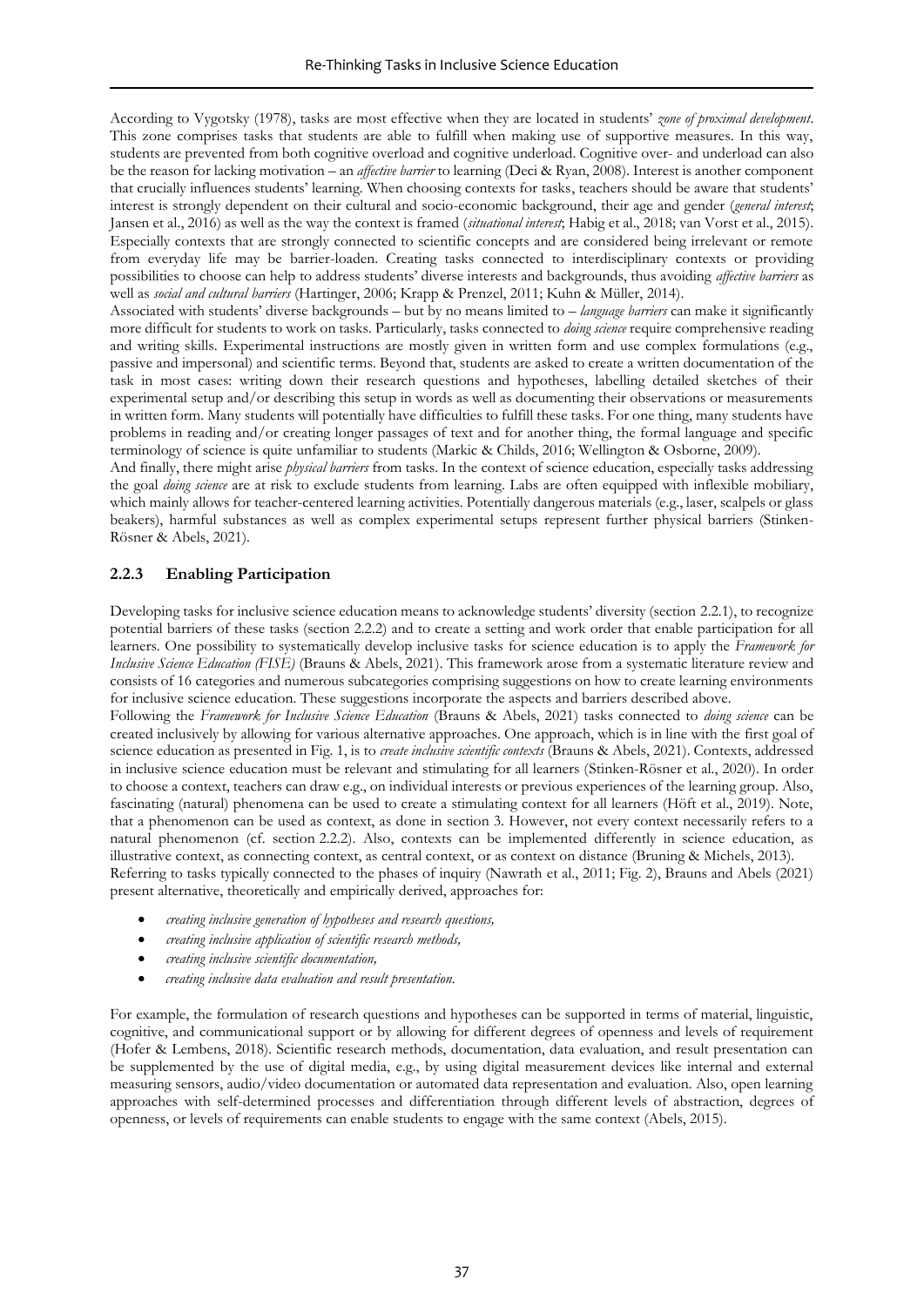According to Vygotsky (1978), tasks are most effective when they are located in students' *zone of proximal development*. This zone comprises tasks that students are able to fulfill when making use of supportive measures. In this way, students are prevented from both cognitive overload and cognitive underload. Cognitive over- and underload can also be the reason for lacking motivation – an *affective barrier* to learning (Deci & Ryan, 2008). Interest is another component that crucially influences students' learning. When choosing contexts for tasks, teachers should be aware that students' interest is strongly dependent on their cultural and socio-economic background, their age and gender (*general interest*; Jansen et al., 2016) as well as the way the context is framed (*situational interest*; Habig et al., 2018; van Vorst et al., 2015). Especially contexts that are strongly connected to scientific concepts and are considered being irrelevant or remote from everyday life may be barrier-loaden. Creating tasks connected to interdisciplinary contexts or providing possibilities to choose can help to address students' diverse interests and backgrounds, thus avoiding *affective barriers* as well as *social and cultural barriers* (Hartinger, 2006; Krapp & Prenzel, 2011; Kuhn & Müller, 2014).

Associated with students' diverse backgrounds – but by no means limited to – *language barriers* can make it significantly more difficult for students to work on tasks. Particularly, tasks connected to *doing science* require comprehensive reading and writing skills. Experimental instructions are mostly given in written form and use complex formulations (e.g., passive and impersonal) and scientific terms. Beyond that, students are asked to create a written documentation of the task in most cases: writing down their research questions and hypotheses, labelling detailed sketches of their experimental setup and/or describing this setup in words as well as documenting their observations or measurements in written form. Many students will potentially have difficulties to fulfill these tasks. For one thing, many students have problems in reading and/or creating longer passages of text and for another thing, the formal language and specific terminology of science is quite unfamiliar to students (Markic & Childs, 2016; Wellington & Osborne, 2009).

And finally, there might arise *physical barriers* from tasks. In the context of science education, especially tasks addressing the goal *doing science* are at risk to exclude students from learning. Labs are often equipped with inflexible mobiliary, which mainly allows for teacher-centered learning activities. Potentially dangerous materials (e.g., laser, scalpels or glass beakers), harmful substances as well as complex experimental setups represent further physical barriers (Stinken-Rösner & Abels, 2021).

### 2.2.3 Enabling Participation

Developing tasks for inclusive science education means to acknowledge students' diversity (section 2.2.1), to recognize potential barriers of these tasks (section 2.2.2) and to create a setting and work order that enable participation for all learners. One possibility to systematically develop inclusive tasks for science education is to apply the *Framework for Inclusive Science Education (FISE)* (Brauns & Abels, 2021). This framework arose from a systematic literature review and consists of 16 categories and numerous subcategories comprising suggestions on how to create learning environments for inclusive science education. These suggestions incorporate the aspects and barriers described above.

Following the *Framework for Inclusive Science Education* (Brauns & Abels, 2021) tasks connected to *doing science* can be created inclusively by allowing for various alternative approaches. One approach, which is in line with the first goal of science education as presented in Fig. 1, is to *create inclusive scientific contexts* (Brauns & Abels, 2021). Contexts, addressed in inclusive science education must be relevant and stimulating for all learners (Stinken-Rösner et al., 2020). In order to choose a context, teachers can draw e.g., on individual interests or previous experiences of the learning group. Also, fascinating (natural) phenomena can be used to create a stimulating context for all learners (Höft et al., 2019). Note, that a phenomenon can be used as context, as done in section 3. However, not every context necessarily refers to a natural phenomenon (cf. section 2.2.2). Also, contexts can be implemented differently in science education, as illustrative context, as connecting context, as central context, or as context on distance (Bruning & Michels, 2013).

Referring to tasks typically connected to the phases of inquiry (Nawrath et al., 2011; Fig. 2), Brauns and Abels (2021) present alternative, theoretically and empirically derived, approaches for:

- *creating inclusive generation of hypotheses and research questions,*
- *creating inclusive application of scientific research methods,*
- *creating inclusive scientific documentation,*
- *creating inclusive data evaluation and result presentation.*

For example, the formulation of research questions and hypotheses can be supported in terms of material, linguistic, cognitive, and communicational support or by allowing for different degrees of openness and levels of requirement (Hofer & Lembens, 2018). Scientific research methods, documentation, data evaluation, and result presentation can be supplemented by the use of digital media, e.g., by using digital measurement devices like internal and external measuring sensors, audio/video documentation or automated data representation and evaluation. Also, open learning approaches with self-determined processes and differentiation through different levels of abstraction, degrees of openness, or levels of requirements can enable students to engage with the same context (Abels, 2015).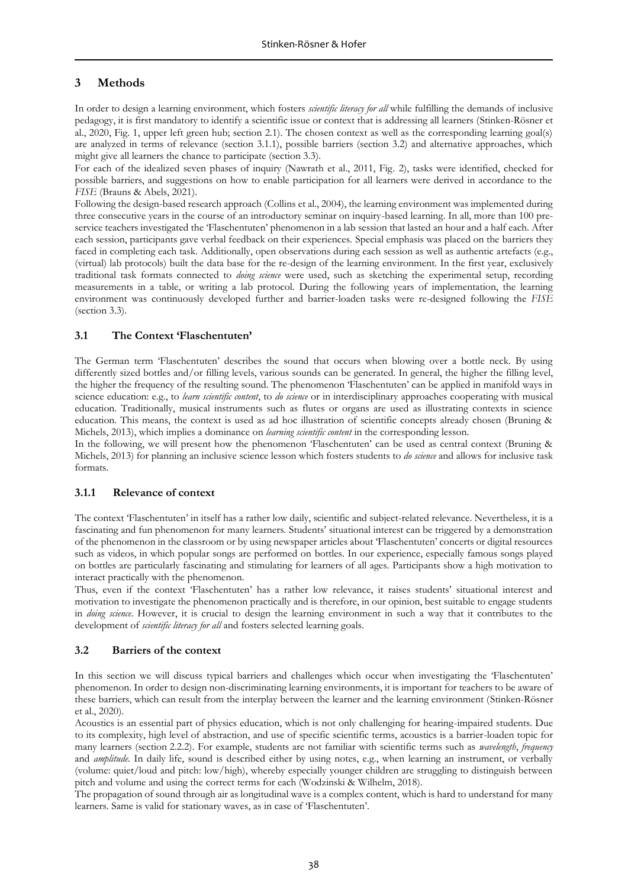## 3 Methods

In order to design a learning environment, which fosters *scientific literacy for all* while fulfilling the demands of inclusive pedagogy, it is first mandatory to identify a scientific issue or context that is addressing all learners (Stinken-Rösner et al., 2020, Fig. 1, upper left green hub; section 2.1). The chosen context as well as the corresponding learning goal(s) are analyzed in terms of relevance (section 3.1.1), possible barriers (section 3.2) and alternative approaches, which might give all learners the chance to participate (section 3.3).

For each of the idealized seven phases of inquiry (Nawrath et al., 2011, Fig. 2), tasks were identified, checked for possible barriers, and suggestions on how to enable participation for all learners were derived in accordance to the *FISE* (Brauns & Abels, 2021).

Following the design-based research approach (Collins et al., 2004), the learning environment was implemented during three consecutive years in the course of an introductory seminar on inquiry-based learning. In all, more than 100 pre-service teachers investigated the 'Flaschentuten' phenomenon in a lab session that lasted an hour and a half each. After each session, participants gave verbal feedback on their experiences. Special emphasis was placed on the barriers they faced in completing each task. Additionally, open observations during each session as well as authentic artefacts (e.g., (virtual) lab protocols) built the data base for the re-design of the learning environment. In the first year, exclusively traditional task formats connected to *doing science* were used, such as sketching the experimental setup, recording measurements in a table, or writing a lab protocol. During the following years of implementation, the learning environment was continuously developed further and barrier-loaden tasks were re-designed following the *FISE* (section 3.3).

### 3.1 The Context 'Flaschentuten'

The German term 'Flaschentuten' describes the sound that occurs when blowing over a bottle neck. By using differently sized bottles and/or filling levels, various sounds can be generated. In general, the higher the filling level, the higher the frequency of the resulting sound. The phenomenon 'Flaschentuten' can be applied in manifold ways in science education: e.g., to *learn scientific content*, to *do science* or in interdisciplinary approaches cooperating with musical education. Traditionally, musical instruments such as flutes or organs are used as illustrating contexts in science education. This means, the context is used as ad hoc illustration of scientific concepts already chosen (Bruning & Michels, 2013), which implies a dominance on *learning scientific content* in the corresponding lesson.

In the following, we will present how the phenomenon 'Flaschentuten' can be used as central context (Bruning & Michels, 2013) for planning an inclusive science lesson which fosters students to *do science* and allows for inclusive task formats.

#### 3.1.1 Relevance of context

The context 'Flaschentuten' in itself has a rather low daily, scientific and subject-related relevance. Nevertheless, it is a fascinating and fun phenomenon for many learners. Students' situational interest can be triggered by a demonstration of the phenomenon in the classroom or by using newspaper articles about 'Flaschentuten' concerts or digital resources such as videos, in which popular songs are performed on bottles. In our experience, especially famous songs played on bottles are particularly fascinating and stimulating for learners of all ages. Participants show a high motivation to interact practically with the phenomenon.

Thus, even if the context 'Flaschentuten' has a rather low relevance, it raises students' situational interest and motivation to investigate the phenomenon practically and is therefore, in our opinion, best suitable to engage students in *doing science*. However, it is crucial to design the learning environment in such a way that it contributes to the development of *scientific literacy for all* and fosters selected learning goals.

### 3.2 Barriers of the context

In this section we will discuss typical barriers and challenges which occur when investigating the 'Flaschentuten' phenomenon. In order to design non-discriminating learning environments, it is important for teachers to be aware of these barriers, which can result from the interplay between the learner and the learning environment (Stinken-Rösner et al., 2020).

Acoustics is an essential part of physics education, which is not only challenging for hearing-impaired students. Due to its complexity, high level of abstraction, and use of specific scientific terms, acoustics is a barrier-loaden topic for many learners (section 2.2.2). For example, students are not familiar with scientific terms such as *wavelength*, *frequency* and *amplitude*. In daily life, sound is described either by using notes, e.g., when learning an instrument, or verbally (volume: quiet/loud and pitch: low/high), whereby especially younger children are struggling to distinguish between pitch and volume and using the correct terms for each (Wodzinski & Wilhelm, 2018).

The propagation of sound through air as longitudinal wave is a complex content, which is hard to understand for many learners. Same is valid for stationary waves, as in case of 'Flaschentuten'.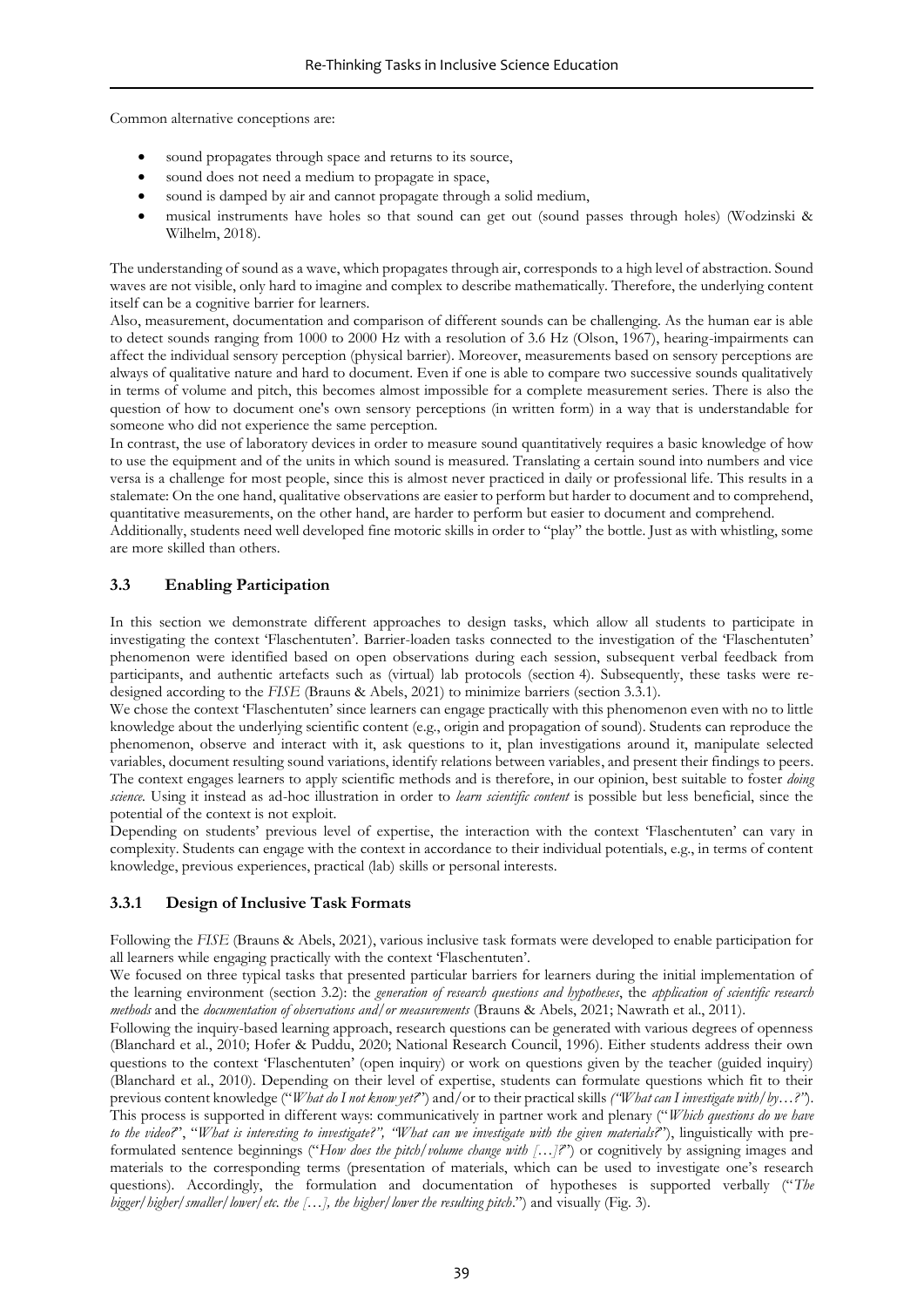Common alternative conceptions are:

- sound propagates through space and returns to its source,
- sound does not need a medium to propagate in space,
- sound is damped by air and cannot propagate through a solid medium,
- musical instruments have holes so that sound can get out (sound passes through holes) (Wodzinski & Wilhelm, 2018).

The understanding of sound as a wave, which propagates through air, corresponds to a high level of abstraction. Sound waves are not visible, only hard to imagine and complex to describe mathematically. Therefore, the underlying content itself can be a cognitive barrier for learners.

Also, measurement, documentation and comparison of different sounds can be challenging. As the human ear is able to detect sounds ranging from 1000 to 2000 Hz with a resolution of 3.6 Hz (Olson, 1967), hearing-impairments can affect the individual sensory perception (physical barrier). Moreover, measurements based on sensory perceptions are always of qualitative nature and hard to document. Even if one is able to compare two successive sounds qualitatively in terms of volume and pitch, this becomes almost impossible for a complete measurement series. There is also the question of how to document one's own sensory perceptions (in written form) in a way that is understandable for someone who did not experience the same perception.

In contrast, the use of laboratory devices in order to measure sound quantitatively requires a basic knowledge of how to use the equipment and of the units in which sound is measured. Translating a certain sound into numbers and vice versa is a challenge for most people, since this is almost never practiced in daily or professional life. This results in a stalemate: On the one hand, qualitative observations are easier to perform but harder to document and to comprehend, quantitative measurements, on the other hand, are harder to perform but easier to document and comprehend.

Additionally, students need well developed fine motoric skills in order to "play" the bottle. Just as with whistling, some are more skilled than others.

### 3.3 Enabling Participation

In this section we demonstrate different approaches to design tasks, which allow all students to participate in investigating the context 'Flaschentuten'. Barrier-loaden tasks connected to the investigation of the 'Flaschentuten' phenomenon were identified based on open observations during each session, subsequent verbal feedback from participants, and authentic artefacts such as (virtual) lab protocols (section 4). Subsequently, these tasks were re-designed according to the *FISE* (Brauns & Abels, 2021) to minimize barriers (section 3.3.1).

We chose the context 'Flaschentuten' since learners can engage practically with this phenomenon even with no to little knowledge about the underlying scientific content (e.g., origin and propagation of sound). Students can reproduce the phenomenon, observe and interact with it, ask questions to it, plan investigations around it, manipulate selected variables, document resulting sound variations, identify relations between variables, and present their findings to peers. The context engages learners to apply scientific methods and is therefore, in our opinion, best suitable to foster *doing science*. Using it instead as ad-hoc illustration in order to *learn scientific content* is possible but less beneficial, since the potential of the context is not exploit.

Depending on students' previous level of expertise, the interaction with the context 'Flaschentuten' can vary in complexity. Students can engage with the context in accordance to their individual potentials, e.g., in terms of content knowledge, previous experiences, practical (lab) skills or personal interests.

### 3.3.1 Design of Inclusive Task Formats

Following the *FISE* (Brauns & Abels, 2021), various inclusive task formats were developed to enable participation for all learners while engaging practically with the context 'Flaschentuten'.

We focused on three typical tasks that presented particular barriers for learners during the initial implementation of the learning environment (section 3.2): the *generation of research questions and hypotheses*, the *application of scientific research methods* and the *documentation of observations and/or measurements* (Brauns & Abels, 2021; Nawrath et al., 2011).

Following the inquiry-based learning approach, research questions can be generated with various degrees of openness (Blanchard et al., 2010; Hofer & Puddu, 2020; National Research Council, 1996). Either students address their own questions to the context 'Flaschentuten' (open inquiry) or work on questions given by the teacher (guided inquiry) (Blanchard et al., 2010). Depending on their level of expertise, students can formulate questions which fit to their previous content knowledge ("*What do I not know yet?*") and/or to their practical skills *("What can I investigate with/by…?"*). This process is supported in different ways: communicatively in partner work and plenary ("*Which questions do we have to the video?*", "*What is interesting to investigate?", "What can we investigate with the given materials?*"), linguistically with pre-formulated sentence beginnings ("*How does the pitch/volume change with […]?*") or cognitively by assigning images and materials to the corresponding terms (presentation of materials, which can be used to investigate one's research questions). Accordingly, the formulation and documentation of hypotheses is supported verbally ("*The bigger/higher/smaller/lower/etc. the […], the higher/lower the resulting pitch*.") and visually (Fig. 3).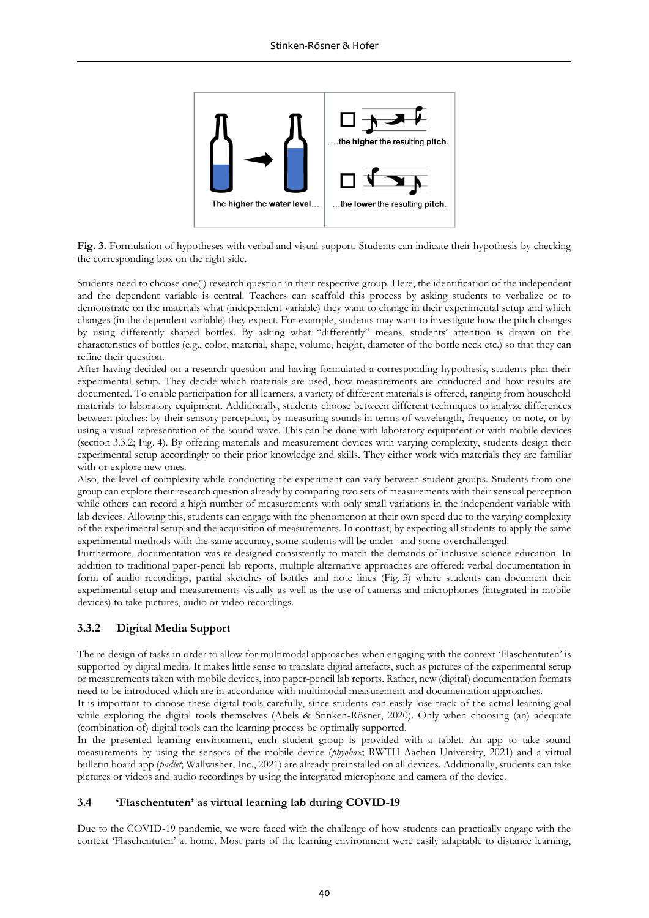The **higher** the **water level**… | …the **higher** the resulting **pitch**. / …the **lower** the resulting **pitch**.

**Fig. 3.** Formulation of hypotheses with verbal and visual support. Students can indicate their hypothesis by checking the corresponding box on the right side.

Students need to choose one(!) research question in their respective group. Here, the identification of the independent and the dependent variable is central. Teachers can scaffold this process by asking students to verbalize or to demonstrate on the materials what (independent variable) they want to change in their experimental setup and which changes (in the dependent variable) they expect. For example, students may want to investigate how the pitch changes by using differently shaped bottles. By asking what "differently" means, students' attention is drawn on the characteristics of bottles (e.g., color, material, shape, volume, height, diameter of the bottle neck etc.) so that they can refine their question.

After having decided on a research question and having formulated a corresponding hypothesis, students plan their experimental setup. They decide which materials are used, how measurements are conducted and how results are documented. To enable participation for all learners, a variety of different materials is offered, ranging from household materials to laboratory equipment. Additionally, students choose between different techniques to analyze differences between pitches: by their sensory perception, by measuring sounds in terms of wavelength, frequency or note, or by using a visual representation of the sound wave. This can be done with laboratory equipment or with mobile devices (section 3.3.2; Fig. 4). By offering materials and measurement devices with varying complexity, students design their experimental setup accordingly to their prior knowledge and skills. They either work with materials they are familiar with or explore new ones.

Also, the level of complexity while conducting the experiment can vary between student groups. Students from one group can explore their research question already by comparing two sets of measurements with their sensual perception while others can record a high number of measurements with only small variations in the independent variable with lab devices. Allowing this, students can engage with the phenomenon at their own speed due to the varying complexity of the experimental setup and the acquisition of measurements. In contrast, by expecting all students to apply the same experimental methods with the same accuracy, some students will be under- and some overchallenged.

Furthermore, documentation was re-designed consistently to match the demands of inclusive science education. In addition to traditional paper-pencil lab reports, multiple alternative approaches are offered: verbal documentation in form of audio recordings, partial sketches of bottles and note lines (Fig. 3) where students can document their experimental setup and measurements visually as well as the use of cameras and microphones (integrated in mobile devices) to take pictures, audio or video recordings.

### 3.3.2 Digital Media Support

The re-design of tasks in order to allow for multimodal approaches when engaging with the context 'Flaschentuten' is supported by digital media. It makes little sense to translate digital artefacts, such as pictures of the experimental setup or measurements taken with mobile devices, into paper-pencil lab reports. Rather, new (digital) documentation formats need to be introduced which are in accordance with multimodal measurement and documentation approaches.

It is important to choose these digital tools carefully, since students can easily lose track of the actual learning goal while exploring the digital tools themselves (Abels & Stinken-Rösner, 2020). Only when choosing (an) adequate (combination of) digital tools can the learning process be optimally supported.

In the presented learning environment, each student group is provided with a tablet. An app to take sound measurements by using the sensors of the mobile device (*phyphox*; RWTH Aachen University, 2021) and a virtual bulletin board app (*padlet*; Wallwisher, Inc., 2021) are already preinstalled on all devices. Additionally, students can take pictures or videos and audio recordings by using the integrated microphone and camera of the device.

## 3.4 'Flaschentuten' as virtual learning lab during COVID-19

Due to the COVID-19 pandemic, we were faced with the challenge of how students can practically engage with the context 'Flaschentuten' at home. Most parts of the learning environment were easily adaptable to distance learning,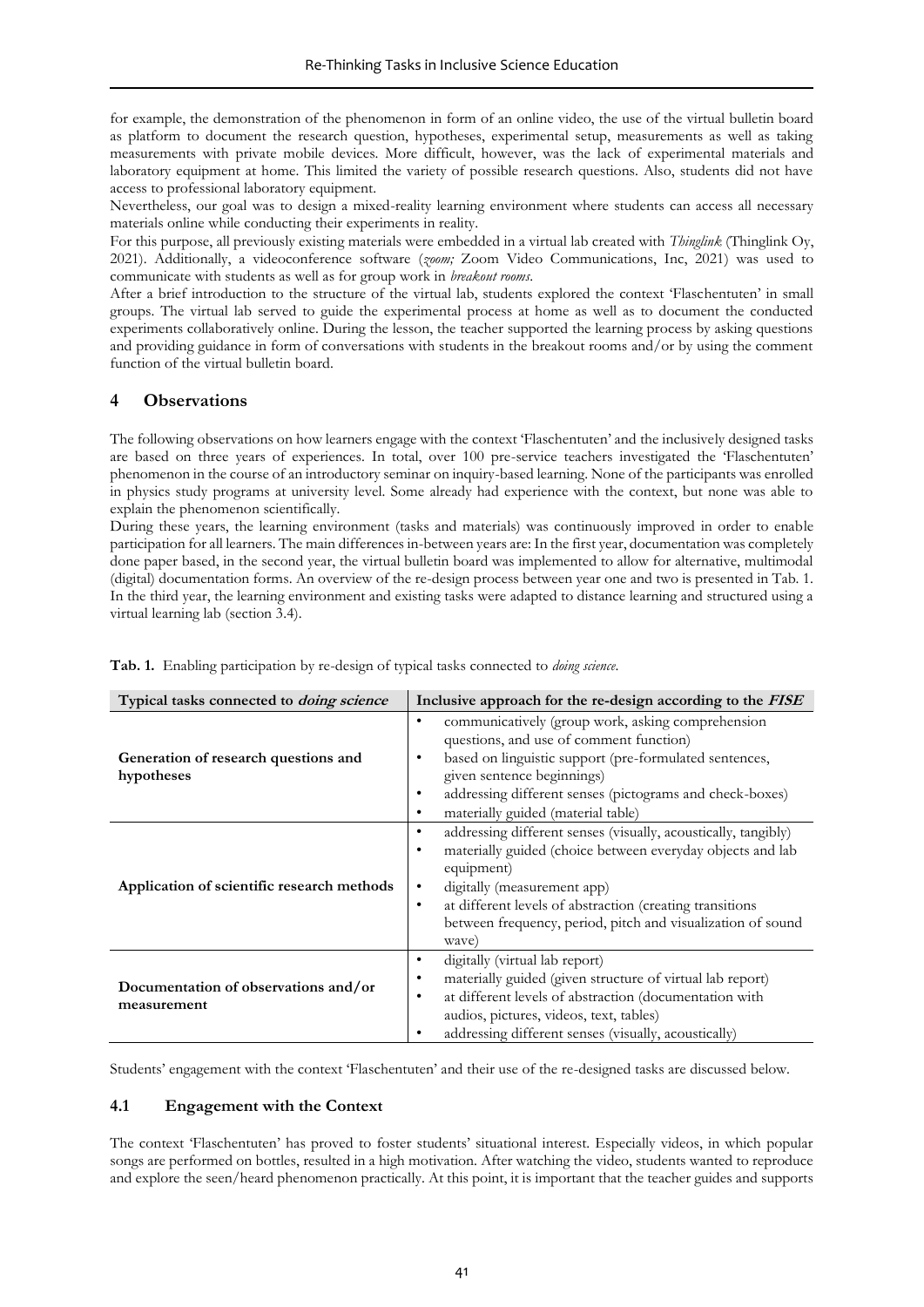for example, the demonstration of the phenomenon in form of an online video, the use of the virtual bulletin board as platform to document the research question, hypotheses, experimental setup, measurements as well as taking measurements with private mobile devices. More difficult, however, was the lack of experimental materials and laboratory equipment at home. This limited the variety of possible research questions. Also, students did not have access to professional laboratory equipment.

Nevertheless, our goal was to design a mixed-reality learning environment where students can access all necessary materials online while conducting their experiments in reality.

For this purpose, all previously existing materials were embedded in a virtual lab created with *Thinglink* (Thinglink Oy, 2021). Additionally, a videoconference software (*zoom;* Zoom Video Communications, Inc, 2021) was used to communicate with students as well as for group work in *breakout rooms*.

After a brief introduction to the structure of the virtual lab, students explored the context 'Flaschentuten' in small groups. The virtual lab served to guide the experimental process at home as well as to document the conducted experiments collaboratively online. During the lesson, the teacher supported the learning process by asking questions and providing guidance in form of conversations with students in the breakout rooms and/or by using the comment function of the virtual bulletin board.

## 4 Observations

The following observations on how learners engage with the context 'Flaschentuten' and the inclusively designed tasks are based on three years of experiences. In total, over 100 pre-service teachers investigated the 'Flaschentuten' phenomenon in the course of an introductory seminar on inquiry-based learning. None of the participants was enrolled in physics study programs at university level. Some already had experience with the context, but none was able to explain the phenomenon scientifically.

During these years, the learning environment (tasks and materials) was continuously improved in order to enable participation for all learners. The main differences in-between years are: In the first year, documentation was completely done paper based, in the second year, the virtual bulletin board was implemented to allow for alternative, multimodal (digital) documentation forms. An overview of the re-design process between year one and two is presented in Tab. 1. In the third year, the learning environment and existing tasks were adapted to distance learning and structured using a virtual learning lab (section 3.4).

**Tab. 1.** Enabling participation by re-design of typical tasks connected to *doing science*.

| Typical tasks connected to *doing science* | Inclusive approach for the re-design according to the *FISE* |
|---|---|
| **Generation of research questions and hypotheses** | • communicatively (group work, asking comprehension questions, and use of comment function)<br>• based on linguistic support (pre-formulated sentences, given sentence beginnings)<br>• addressing different senses (pictograms and check-boxes)<br>• materially guided (material table) |
| **Application of scientific research methods** | • addressing different senses (visually, acoustically, tangibly)<br>• materially guided (choice between everyday objects and lab equipment)<br>• digitally (measurement app)<br>• at different levels of abstraction (creating transitions between frequency, period, pitch and visualization of sound wave) |
| **Documentation of observations and/or measurement** | • digitally (virtual lab report)<br>• materially guided (given structure of virtual lab report)<br>• at different levels of abstraction (documentation with audios, pictures, videos, text, tables)<br>• addressing different senses (visually, acoustically) |

Students' engagement with the context 'Flaschentuten' and their use of the re-designed tasks are discussed below.

### 4.1 Engagement with the Context

The context 'Flaschentuten' has proved to foster students' situational interest. Especially videos, in which popular songs are performed on bottles, resulted in a high motivation. After watching the video, students wanted to reproduce and explore the seen/heard phenomenon practically. At this point, it is important that the teacher guides and supports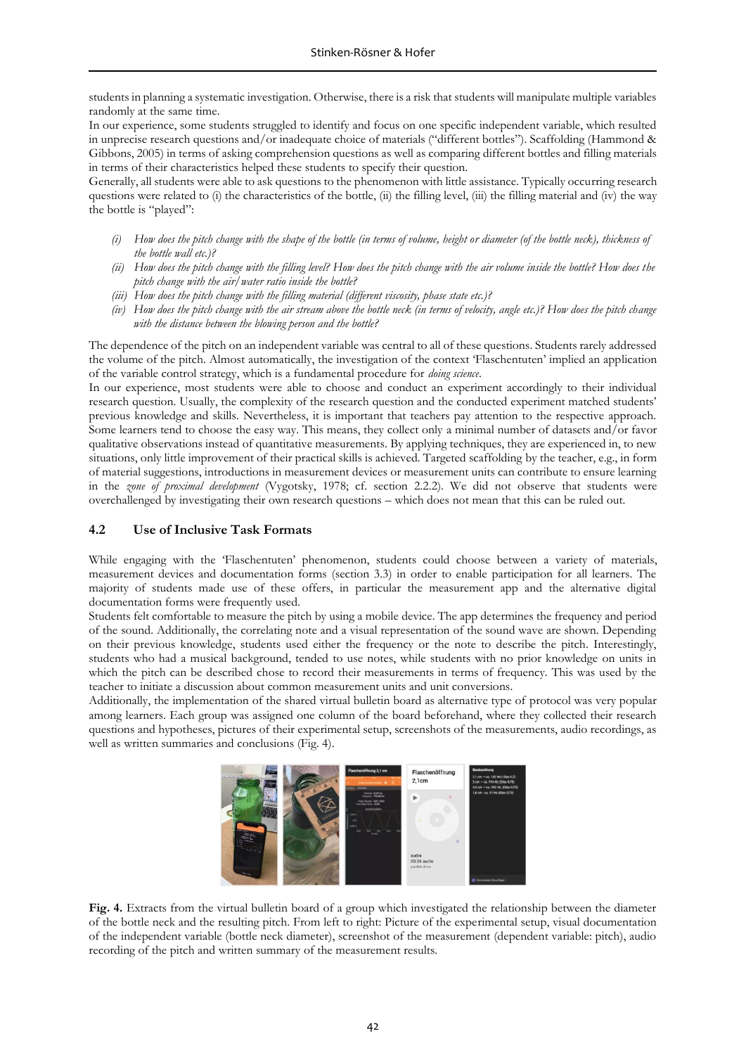students in planning a systematic investigation. Otherwise, there is a risk that students will manipulate multiple variables randomly at the same time.

In our experience, some students struggled to identify and focus on one specific independent variable, which resulted in unprecise research questions and/or inadequate choice of materials ("different bottles"). Scaffolding (Hammond & Gibbons, 2005) in terms of asking comprehension questions as well as comparing different bottles and filling materials in terms of their characteristics helped these students to specify their question.

Generally, all students were able to ask questions to the phenomenon with little assistance. Typically occurring research questions were related to (i) the characteristics of the bottle, (ii) the filling level, (iii) the filling material and (iv) the way the bottle is "played":

- (i) *How does the pitch change with the shape of the bottle (in terms of volume, height or diameter (of the bottle neck), thickness of the bottle wall etc.)?*
- (ii) *How does the pitch change with the filling level? How does the pitch change with the air volume inside the bottle? How does the pitch change with the air/water ratio inside the bottle?*
- (iii) *How does the pitch change with the filling material (different viscosity, phase state etc.)?*
- (iv) *How does the pitch change with the air stream above the bottle neck (in terms of velocity, angle etc.)? How does the pitch change with the distance between the blowing person and the bottle?*

The dependence of the pitch on an independent variable was central to all of these questions. Students rarely addressed the volume of the pitch. Almost automatically, the investigation of the context 'Flaschentuten' implied an application of the variable control strategy, which is a fundamental procedure for *doing science*.

In our experience, most students were able to choose and conduct an experiment accordingly to their individual research question. Usually, the complexity of the research question and the conducted experiment matched students' previous knowledge and skills. Nevertheless, it is important that teachers pay attention to the respective approach. Some learners tend to choose the easy way. This means, they collect only a minimal number of datasets and/or favor qualitative observations instead of quantitative measurements. By applying techniques, they are experienced in, to new situations, only little improvement of their practical skills is achieved. Targeted scaffolding by the teacher, e.g., in form of material suggestions, introductions in measurement devices or measurement units can contribute to ensure learning in the *zone of proximal development* (Vygotsky, 1978; cf. section 2.2.2). We did not observe that students were overchallenged by investigating their own research questions – which does not mean that this can be ruled out.

## 4.2 Use of Inclusive Task Formats

While engaging with the 'Flaschentuten' phenomenon, students could choose between a variety of materials, measurement devices and documentation forms (section 3.3) in order to enable participation for all learners. The majority of students made use of these offers, in particular the measurement app and the alternative digital documentation forms were frequently used.

Students felt comfortable to measure the pitch by using a mobile device. The app determines the frequency and period of the sound. Additionally, the correlating note and a visual representation of the sound wave are shown. Depending on their previous knowledge, students used either the frequency or the note to describe the pitch. Interestingly, students who had a musical background, tended to use notes, while students with no prior knowledge on units in which the pitch can be described chose to record their measurements in terms of frequency. This was used by the teacher to initiate a discussion about common measurement units and unit conversions.

Additionally, the implementation of the shared virtual bulletin board as alternative type of protocol was very popular among learners. Each group was assigned one column of the board beforehand, where they collected their research questions and hypotheses, pictures of their experimental setup, screenshots of the measurements, audio recordings, as well as written summaries and conclusions (Fig. 4).

**Fig. 4.** Extracts from the virtual bulletin board of a group which investigated the relationship between the diameter of the bottle neck and the resulting pitch. From left to right: Picture of the experimental setup, visual documentation of the independent variable (bottle neck diameter), screenshot of the measurement (dependent variable: pitch), audio recording of the pitch and written summary of the measurement results.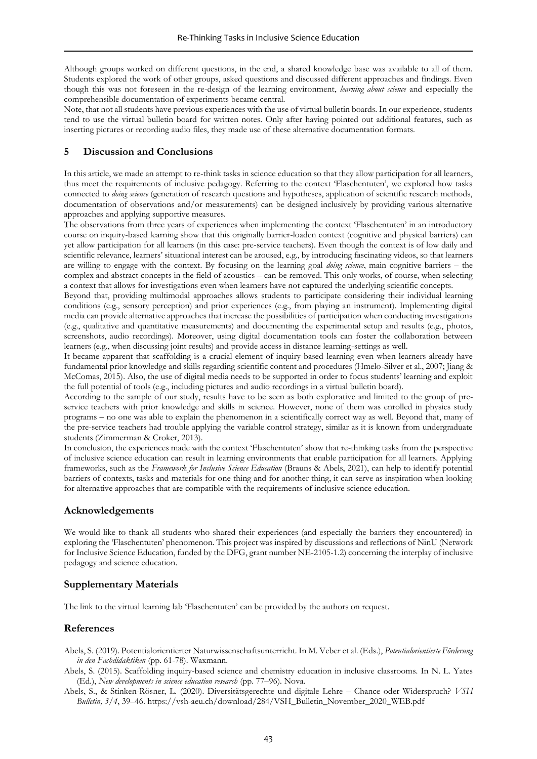Although groups worked on different questions, in the end, a shared knowledge base was available to all of them. Students explored the work of other groups, asked questions and discussed different approaches and findings. Even though this was not foreseen in the re-design of the learning environment, *learning about science* and especially the comprehensible documentation of experiments became central.

Note, that not all students have previous experiences with the use of virtual bulletin boards. In our experience, students tend to use the virtual bulletin board for written notes. Only after having pointed out additional features, such as inserting pictures or recording audio files, they made use of these alternative documentation formats.

## 5 Discussion and Conclusions

In this article, we made an attempt to re-think tasks in science education so that they allow participation for all learners, thus meet the requirements of inclusive pedagogy. Referring to the context 'Flaschentuten', we explored how tasks connected to *doing science* (generation of research questions and hypotheses, application of scientific research methods, documentation of observations and/or measurements) can be designed inclusively by providing various alternative approaches and applying supportive measures.

The observations from three years of experiences when implementing the context 'Flaschentuten' in an introductory course on inquiry-based learning show that this originally barrier-loaden context (cognitive and physical barriers) can yet allow participation for all learners (in this case: pre-service teachers). Even though the context is of low daily and scientific relevance, learners' situational interest can be aroused, e.g., by introducing fascinating videos, so that learners are willing to engage with the context. By focusing on the learning goal *doing science*, main cognitive barriers – the complex and abstract concepts in the field of acoustics – can be removed. This only works, of course, when selecting a context that allows for investigations even when learners have not captured the underlying scientific concepts.

Beyond that, providing multimodal approaches allows students to participate considering their individual learning conditions (e.g., sensory perception) and prior experiences (e.g., from playing an instrument). Implementing digital media can provide alternative approaches that increase the possibilities of participation when conducting investigations (e.g., qualitative and quantitative measurements) and documenting the experimental setup and results (e.g., photos, screenshots, audio recordings). Moreover, using digital documentation tools can foster the collaboration between learners (e.g., when discussing joint results) and provide access in distance learning-settings as well.

It became apparent that scaffolding is a crucial element of inquiry-based learning even when learners already have fundamental prior knowledge and skills regarding scientific content and procedures (Hmelo-Silver et al., 2007; Jiang & McComas, 2015). Also, the use of digital media needs to be supported in order to focus students' learning and exploit the full potential of tools (e.g., including pictures and audio recordings in a virtual bulletin board).

According to the sample of our study, results have to be seen as both explorative and limited to the group of pre-service teachers with prior knowledge and skills in science. However, none of them was enrolled in physics study programs – no one was able to explain the phenomenon in a scientifically correct way as well. Beyond that, many of the pre-service teachers had trouble applying the variable control strategy, similar as it is known from undergraduate students (Zimmerman & Croker, 2013).

In conclusion, the experiences made with the context 'Flaschentuten' show that re-thinking tasks from the perspective of inclusive science education can result in learning environments that enable participation for all learners. Applying frameworks, such as the *Framework for Inclusive Science Education* (Brauns & Abels, 2021), can help to identify potential barriers of contexts, tasks and materials for one thing and for another thing, it can serve as inspiration when looking for alternative approaches that are compatible with the requirements of inclusive science education.

## Acknowledgements

We would like to thank all students who shared their experiences (and especially the barriers they encountered) in exploring the 'Flaschentuten' phenomenon. This project was inspired by discussions and reflections of NinU (Network for Inclusive Science Education, funded by the DFG, grant number NE-2105-1.2) concerning the interplay of inclusive pedagogy and science education.

## Supplementary Materials

The link to the virtual learning lab 'Flaschentuten' can be provided by the authors on request.

## References

Abels, S. (2019). Potentialorientierter Naturwissenschaftsunterricht. In M. Veber et al. (Eds.), *Potentialorientierte Förderung in den Fachdidaktiken* (pp. 61-78). Waxmann.

Abels, S. (2015). Scaffolding inquiry-based science and chemistry education in inclusive classrooms. In N. L. Yates (Ed.), *New developments in science education research* (pp. 77–96). Nova.

Abels, S., & Stinken-Rösner, L. (2020). Diversitätsgerechte und digitale Lehre – Chance oder Widerspruch? *VSH Bulletin, 3/4*, 39–46. https://vsh-aeu.ch/download/284/VSH_Bulletin_November_2020_WEB.pdf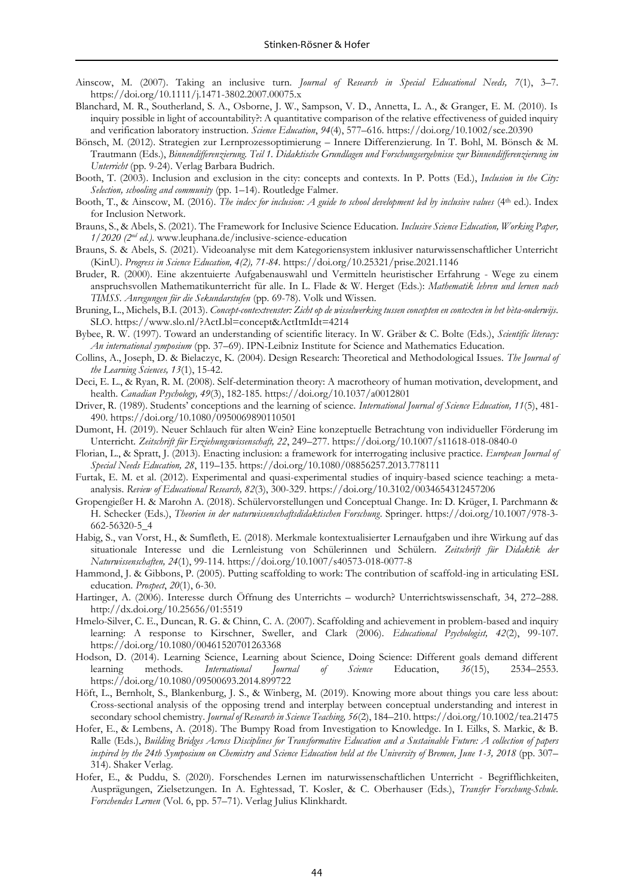Ainscow, M. (2007). Taking an inclusive turn. *Journal of Research in Special Educational Needs, 7*(1), 3–7. https://doi.org/10.1111/j.1471-3802.2007.00075.x

Blanchard, M. R., Southerland, S. A., Osborne, J. W., Sampson, V. D., Annetta, L. A., & Granger, E. M. (2010). Is inquiry possible in light of accountability?: A quantitative comparison of the relative effectiveness of guided inquiry and verification laboratory instruction. *Science Education*, *94*(4), 577–616. https://doi.org/10.1002/sce.20390

Bönsch, M. (2012). Strategien zur Lernprozessoptimierung – Innere Differenzierung. In T. Bohl, M. Bönsch & M. Trautmann (Eds.), *Binnendifferenzierung. Teil 1. Didaktische Grundlagen und Forschungsergebnisse zur Binnendifferenzierung im Unterricht* (pp. 9-24). Verlag Barbara Budrich.

Booth, T. (2003). Inclusion and exclusion in the city: concepts and contexts. In P. Potts (Ed.), *Inclusion in the City: Selection, schooling and community* (pp. 1–14). Routledge Falmer.

Booth, T., & Ainscow, M. (2016). *The index for inclusion: A guide to school development led by inclusive values* (4th ed.). Index for Inclusion Network.

Brauns, S., & Abels, S. (2021). The Framework for Inclusive Science Education. *Inclusive Science Education, Working Paper, 1/2020 (2nd ed.)*. www.leuphana.de/inclusive-science-education

Brauns, S. & Abels, S. (2021). Videoanalyse mit dem Kategoriensystem inklusiver naturwissenschaftlicher Unterricht (KinU). *Progress in Science Education, 4(2), 71-84*. https://doi.org/10.25321/prise.2021.1146

Bruder, R. (2000). Eine akzentuierte Aufgabenauswahl und Vermitteln heuristischer Erfahrung - Wege zu einem anspruchsvollen Mathematikunterricht für alle. In L. Flade & W. Herget (Eds.): *Mathematik lehren und lernen nach TIMSS. Anregungen für die Sekundarstufen* (pp. 69-78). Volk und Wissen.

Bruning, L., Michels, B.I. (2013). *Concept-contextvenster: Zicht op de wisselwerking tussen concepten en contexten in het bèta-onderwijs*. SLO. https://www.slo.nl/?ActLbl=concept&ActItmIdt=4214

Bybee, R. W. (1997). Toward an understanding of scientific literacy. In W. Gräber & C. Bolte (Eds.), *Scientific literacy: An international symposium* (pp. 37–69). IPN-Leibniz Institute for Science and Mathematics Education.

Collins, A., Joseph, D. & Bielaczyc, K. (2004). Design Research: Theoretical and Methodological Issues. *The Journal of the Learning Sciences, 13*(1), 15-42.

Deci, E. L., & Ryan, R. M. (2008). Self-determination theory: A macrotheory of human motivation, development, and health. *Canadian Psychology, 49*(3), 182-185. https://doi.org/10.1037/a0012801

Driver, R. (1989). Students' conceptions and the learning of science. *International Journal of Science Education, 11*(5), 481-490. https://doi.org/10.1080/0950069890110501

Dumont, H. (2019). Neuer Schlauch für alten Wein? Eine konzeptuelle Betrachtung von individueller Förderung im Unterricht. *Zeitschrift für Erziehungswissenschaft, 22*, 249–277. https://doi.org/10.1007/s11618-018-0840-0

Florian, L., & Spratt, J. (2013). Enacting inclusion: a framework for interrogating inclusive practice. *European Journal of Special Needs Education, 28*, 119–135. https://doi.org/10.1080/08856257.2013.778111

Furtak, E. M. et al. (2012). Experimental and quasi-experimental studies of inquiry-based science teaching: a meta-analysis. *Review of Educational Research, 82*(3), 300-329. https://doi.org/10.3102/0034654312457206

Gropengießer H. & Marohn A. (2018). Schülervorstellungen und Conceptual Change. In: D. Krüger, I. Parchmann & H. Schecker (Eds.), *Theorien in der naturwissenschaftsdidaktischen Forschung*. Springer. https://doi.org/10.1007/978-3-662-56320-5_4

Habig, S., van Vorst, H., & Sumfleth, E. (2018). Merkmale kontextualisierter Lernaufgaben und ihre Wirkung auf das situationale Interesse und die Lernleistung von Schülerinnen und Schülern. *Zeitschrift für Didaktik der Naturwissenschaften, 24*(1), 99-114. https://doi.org/10.1007/s40573-018-0077-8

Hammond, J. & Gibbons, P. (2005). Putting scaffolding to work: The contribution of scaffold-ing in articulating ESL education. *Prospect*, *20*(1), 6-30.

Hartinger, A. (2006). Interesse durch Öffnung des Unterrichts – wodurch? Unterrichtswissenschaft*,* 34, 272–288. http://dx.doi.org/10.25656/01:5519

Hmelo-Silver, C. E., Duncan, R. G. & Chinn, C. A. (2007). Scaffolding and achievement in problem-based and inquiry learning: A response to Kirschner, Sweller, and Clark (2006). *Educational Psychologist, 42*(2), 99-107. https://doi.org/10.1080/00461520701263368

Hodson, D. (2014). Learning Science, Learning about Science, Doing Science: Different goals demand different learning methods. *International Journal of Science* Education, *36*(15), 2534–2553. https://doi.org/10.1080/09500693.2014.899722

Höft, L., Bernholt, S., Blankenburg, J. S., & Winberg, M. (2019). Knowing more about things you care less about: Cross-sectional analysis of the opposing trend and interplay between conceptual understanding and interest in secondary school chemistry. *Journal of Research in Science Teaching, 56*(2), 184–210. https://doi.org/10.1002/tea.21475

Hofer, E., & Lembens, A. (2018). The Bumpy Road from Investigation to Knowledge. In I. Eilks, S. Markic, & B. Ralle (Eds.), *Building Bridges Across Disciplines for Transformative Education and a Sustainable Future: A collection of papers inspired by the 24th Symposium on Chemistry and Science Education held at the University of Bremen, June 1-3, 2018* (pp. 307–314). Shaker Verlag.

Hofer, E., & Puddu, S. (2020). Forschendes Lernen im naturwissenschaftlichen Unterricht - Begrifflichkeiten, Ausprägungen, Zielsetzungen. In A. Eghtessad, T. Kosler, & C. Oberhauser (Eds.), *Transfer Forschung-Schule. Forschendes Lernen* (Vol. 6, pp. 57–71). Verlag Julius Klinkhardt.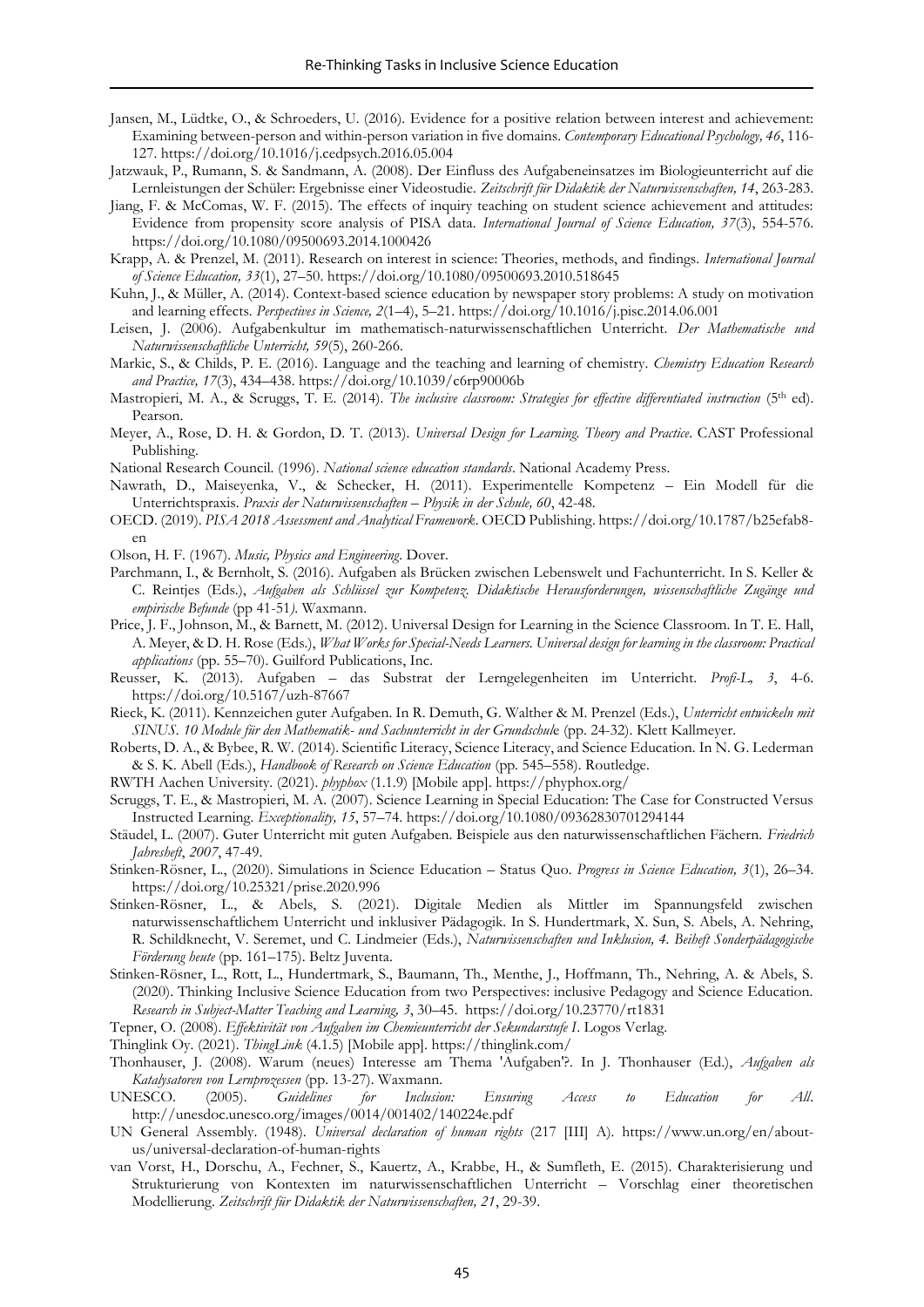Jansen, M., Lüdtke, O., & Schroeders, U. (2016). Evidence for a positive relation between interest and achievement: Examining between-person and within-person variation in five domains. *Contemporary Educational Psychology, 46*, 116-127. https://doi.org/10.1016/j.cedpsych.2016.05.004

Jatzwauk, P., Rumann, S. & Sandmann, A. (2008). Der Einfluss des Aufgabeneinsatzes im Biologieunterricht auf die Lernleistungen der Schüler: Ergebnisse einer Videostudie. *Zeitschrift für Didaktik der Naturwissenschaften, 14*, 263-283.

Jiang, F. & McComas, W. F. (2015). The effects of inquiry teaching on student science achievement and attitudes: Evidence from propensity score analysis of PISA data. *International Journal of Science Education, 37*(3), 554-576. https://doi.org/10.1080/09500693.2014.1000426

Krapp, A. & Prenzel, M. (2011). Research on interest in science: Theories, methods, and findings. *International Journal of Science Education, 33*(1), 27–50. https://doi.org/10.1080/09500693.2010.518645

Kuhn, J., & Müller, A. (2014). Context-based science education by newspaper story problems: A study on motivation and learning effects. *Perspectives in Science, 2*(1–4), 5–21. https://doi.org/10.1016/j.pisc.2014.06.001

Leisen, J. (2006). Aufgabenkultur im mathematisch-naturwissenschaftlichen Unterricht. *Der Mathematische und Naturwissenschaftliche Unterricht, 59*(5), 260-266.

Markic, S., & Childs, P. E. (2016). Language and the teaching and learning of chemistry. *Chemistry Education Research and Practice, 17*(3), 434–438. https://doi.org/10.1039/c6rp90006b

Mastropieri, M. A., & Scruggs, T. E. (2014). *The inclusive classroom: Strategies for effective differentiated instruction* (5th ed). Pearson.

Meyer, A., Rose, D. H. & Gordon, D. T. (2013). *Universal Design for Learning. Theory and Practice*. CAST Professional Publishing.

National Research Council. (1996). *National science education standards*. National Academy Press.

Nawrath, D., Maiseyenka, V., & Schecker, H. (2011). Experimentelle Kompetenz – Ein Modell für die Unterrichtspraxis. *Praxis der Naturwissenschaften – Physik in der Schule, 60*, 42-48.

OECD. (2019). *PISA 2018 Assessment and Analytical Framework*. OECD Publishing. https://doi.org/10.1787/b25efab8-en

Olson, H. F. (1967). *Music, Physics and Engineering*. Dover.

Parchmann, I., & Bernholt, S. (2016). Aufgaben als Brücken zwischen Lebenswelt und Fachunterricht. In S. Keller & C. Reintjes (Eds.), *Aufgaben als Schlüssel zur Kompetenz. Didaktische Herausforderungen, wissenschaftliche Zugänge und empirische Befunde* (pp 41-51*)*. Waxmann.

Price, J. F., Johnson, M., & Barnett, M. (2012). Universal Design for Learning in the Science Classroom. In T. E. Hall, A. Meyer, & D. H. Rose (Eds.), *What Works for Special-Needs Learners. Universal design for learning in the classroom: Practical applications* (pp. 55–70). Guilford Publications, Inc.

Reusser, K. (2013). Aufgaben – das Substrat der Lerngelegenheiten im Unterricht. *Profi-L, 3*, 4-6. https://doi.org/10.5167/uzh-87667

Rieck, K. (2011). Kennzeichen guter Aufgaben. In R. Demuth, G. Walther & M. Prenzel (Eds.), *Unterricht entwickeln mit SINUS. 10 Module für den Mathematik- und Sachunterricht in der Grundschule* (pp. 24-32). Klett Kallmeyer.

Roberts, D. A., & Bybee, R. W. (2014). Scientific Literacy, Science Literacy, and Science Education. In N. G. Lederman & S. K. Abell (Eds.), *Handbook of Research on Science Education* (pp. 545–558). Routledge.

RWTH Aachen University. (2021). *phyphox* (1.1.9) [Mobile app]. https://phyphox.org/

Scruggs, T. E., & Mastropieri, M. A. (2007). Science Learning in Special Education: The Case for Constructed Versus Instructed Learning. *Exceptionality, 15*, 57–74. https://doi.org/10.1080/09362830701294144

Stäudel, L. (2007). Guter Unterricht mit guten Aufgaben. Beispiele aus den naturwissenschaftlichen Fächern. *Friedrich Jahresheft*, *2007*, 47-49.

Stinken-Rösner, L., (2020). Simulations in Science Education – Status Quo. *Progress in Science Education, 3*(1), 26–34. https://doi.org/10.25321/prise.2020.996

Stinken-Rösner, L., & Abels, S. (2021). Digitale Medien als Mittler im Spannungsfeld zwischen naturwissenschaftlichem Unterricht und inklusiver Pädagogik. In S. Hundertmark, X. Sun, S. Abels, A. Nehring, R. Schildknecht, V. Seremet, und C. Lindmeier (Eds.), *Naturwissenschaften und Inklusion, 4. Beiheft Sonderpädagogische Förderung heute* (pp. 161–175). Beltz Juventa.

Stinken-Rösner, L., Rott, L., Hundertmark, S., Baumann, Th., Menthe, J., Hoffmann, Th., Nehring, A. & Abels, S. (2020). Thinking Inclusive Science Education from two Perspectives: inclusive Pedagogy and Science Education. *Research in Subject-Matter Teaching and Learning, 3*, 30–45. https://doi.org/10.23770/rt1831

Tepner, O. (2008). *Effektivität von Aufgaben im Chemieunterricht der Sekundarstufe I*. Logos Verlag.

Thinglink Oy. (2021). *ThingLink* (4.1.5) [Mobile app]. https://thinglink.com/

Thonhauser, J. (2008). Warum (neues) Interesse am Thema 'Aufgaben'?. In J. Thonhauser (Ed.), *Aufgaben als Katalysatoren von Lernprozessen* (pp. 13-27). Waxmann.

UNESCO. (2005). *Guidelines for Inclusion: Ensuring Access to Education for All*. http://unesdoc.unesco.org/images/0014/001402/140224e.pdf

UN General Assembly. (1948). *Universal declaration of human rights* (217 [III] A). https://www.un.org/en/about-us/universal-declaration-of-human-rights

van Vorst, H., Dorschu, A., Fechner, S., Kauertz, A., Krabbe, H., & Sumfleth, E. (2015). Charakterisierung und Strukturierung von Kontexten im naturwissenschaftlichen Unterricht – Vorschlag einer theoretischen Modellierung. *Zeitschrift für Didaktik der Naturwissenschaften, 21*, 29-39.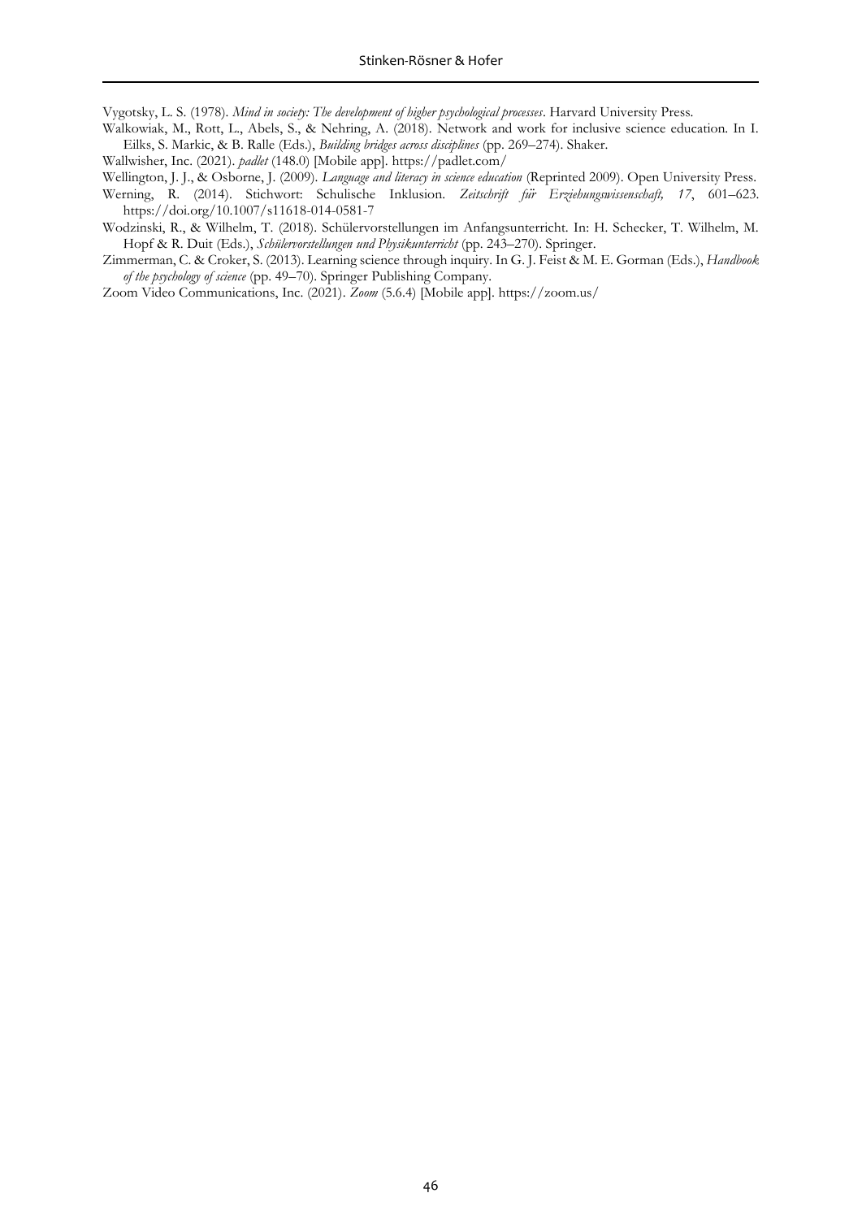Vygotsky, L. S. (1978). *Mind in society: The development of higher psychological processes*. Harvard University Press.

Walkowiak, M., Rott, L., Abels, S., & Nehring, A. (2018). Network and work for inclusive science education. In I. Eilks, S. Markic, & B. Ralle (Eds.), *Building bridges across disciplines* (pp. 269–274). Shaker.

Wallwisher, Inc. (2021). *padlet* (148.0) [Mobile app]. https://padlet.com/

Wellington, J. J., & Osborne, J. (2009). *Language and literacy in science education* (Reprinted 2009). Open University Press.

Werning, R. (2014). Stichwort: Schulische Inklusion. *Zeitschrift für Erziehungswissenschaft, 17*, 601–623. https://doi.org/10.1007/s11618-014-0581-7

Wodzinski, R., & Wilhelm, T. (2018). Schülervorstellungen im Anfangsunterricht. In: H. Schecker, T. Wilhelm, M. Hopf & R. Duit (Eds.), *Schülervorstellungen und Physikunterricht* (pp. 243–270). Springer.

Zimmerman, C. & Croker, S. (2013). Learning science through inquiry. In G. J. Feist & M. E. Gorman (Eds.), *Handbook of the psychology of science* (pp. 49–70). Springer Publishing Company.

Zoom Video Communications, Inc. (2021). *Zoom* (5.6.4) [Mobile app]. https://zoom.us/